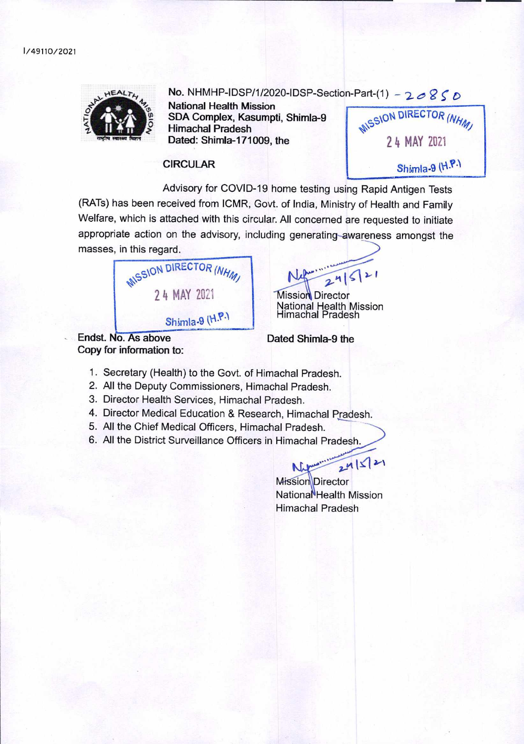I/49110/2021

No. NHMHP-IDSP/1/2020-IDSP-Section-Part-(1) - 20850

**National Health Mission**
**SDA Complex, Kasumpti, Shimla-9**
**Himachal Pradesh**
**Dated: Shimla-171009, the**

MISSION DIRECTOR (NHM)
24 MAY 2021
Shimla-9 (H.P.)

**CIRCULAR**

Advisory for COVID-19 home testing using Rapid Antigen Tests (RATs) has been received from ICMR, Govt. of India, Ministry of Health and Family Welfare, which is attached with this circular. All concerned are requested to initiate appropriate action on the advisory, including generating awareness amongst the masses, in this regard.

MISSION DIRECTOR (NHM)
24 MAY 2021
Shimla-9 (H.P.)

24/5/21
Mission Director
National Health Mission
Himachal Pradesh

**Endst. No. As above** **Dated Shimla-9 the**

**Copy for information to:**

1. Secretary (Health) to the Govt. of Himachal Pradesh.
2. All the Deputy Commissioners, Himachal Pradesh.
3. Director Health Services, Himachal Pradesh.
4. Director Medical Education & Research, Himachal Pradesh.
5. All the Chief Medical Officers, Himachal Pradesh.
6. All the District Surveillance Officers in Himachal Pradesh.

24/5/21
Mission Director
National Health Mission
Himachal Pradesh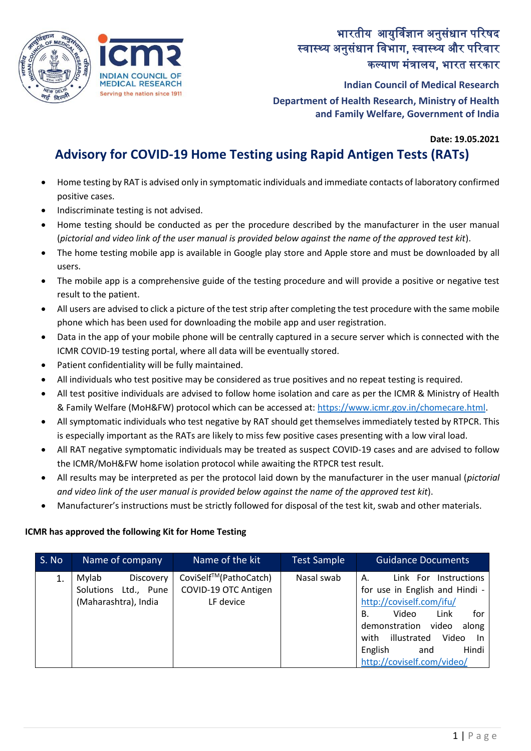भारतीय आयुर्विज्ञान अनुसंधान परिषद
स्वास्थ्य अनुसंधान विभाग, स्वास्थ्य और परिवार कल्याण मंत्रालय, भारत सरकार

**Indian Council of Medical Research**
**Department of Health Research, Ministry of Health and Family Welfare, Government of India**

**Date: 19.05.2021**

# Advisory for COVID-19 Home Testing using Rapid Antigen Tests (RATs)

- Home testing by RAT is advised only in symptomatic individuals and immediate contacts of laboratory confirmed positive cases.
- Indiscriminate testing is not advised.
- Home testing should be conducted as per the procedure described by the manufacturer in the user manual (*pictorial and video link of the user manual is provided below against the name of the approved test kit*).
- The home testing mobile app is available in Google play store and Apple store and must be downloaded by all users.
- The mobile app is a comprehensive guide of the testing procedure and will provide a positive or negative test result to the patient.
- All users are advised to click a picture of the test strip after completing the test procedure with the same mobile phone which has been used for downloading the mobile app and user registration.
- Data in the app of your mobile phone will be centrally captured in a secure server which is connected with the ICMR COVID-19 testing portal, where all data will be eventually stored.
- Patient confidentiality will be fully maintained.
- All individuals who test positive may be considered as true positives and no repeat testing is required.
- All test positive individuals are advised to follow home isolation and care as per the ICMR & Ministry of Health & Family Welfare (MoH&FW) protocol which can be accessed at: https://www.icmr.gov.in/chomecare.html.
- All symptomatic individuals who test negative by RAT should get themselves immediately tested by RTPCR. This is especially important as the RATs are likely to miss few positive cases presenting with a low viral load.
- All RAT negative symptomatic individuals may be treated as suspect COVID-19 cases and are advised to follow the ICMR/MoH&FW home isolation protocol while awaiting the RTPCR test result.
- All results may be interpreted as per the protocol laid down by the manufacturer in the user manual (*pictorial and video link of the user manual is provided below against the name of the approved test kit*).
- Manufacturer's instructions must be strictly followed for disposal of the test kit, swab and other materials.

**ICMR has approved the following Kit for Home Testing**

| S. No | Name of company | Name of the kit | Test Sample | Guidance Documents |
|---|---|---|---|---|
| 1. | Mylab Discovery Solutions Ltd., Pune (Maharashtra), India | CoviSelf™(PathoCatch) COVID-19 OTC Antigen LF device | Nasal swab | A. Link For Instructions for use in English and Hindi - http://coviself.com/ifu/ B. Video Link for demonstration video along with illustrated Video In English and Hindi http://coviself.com/video/ |